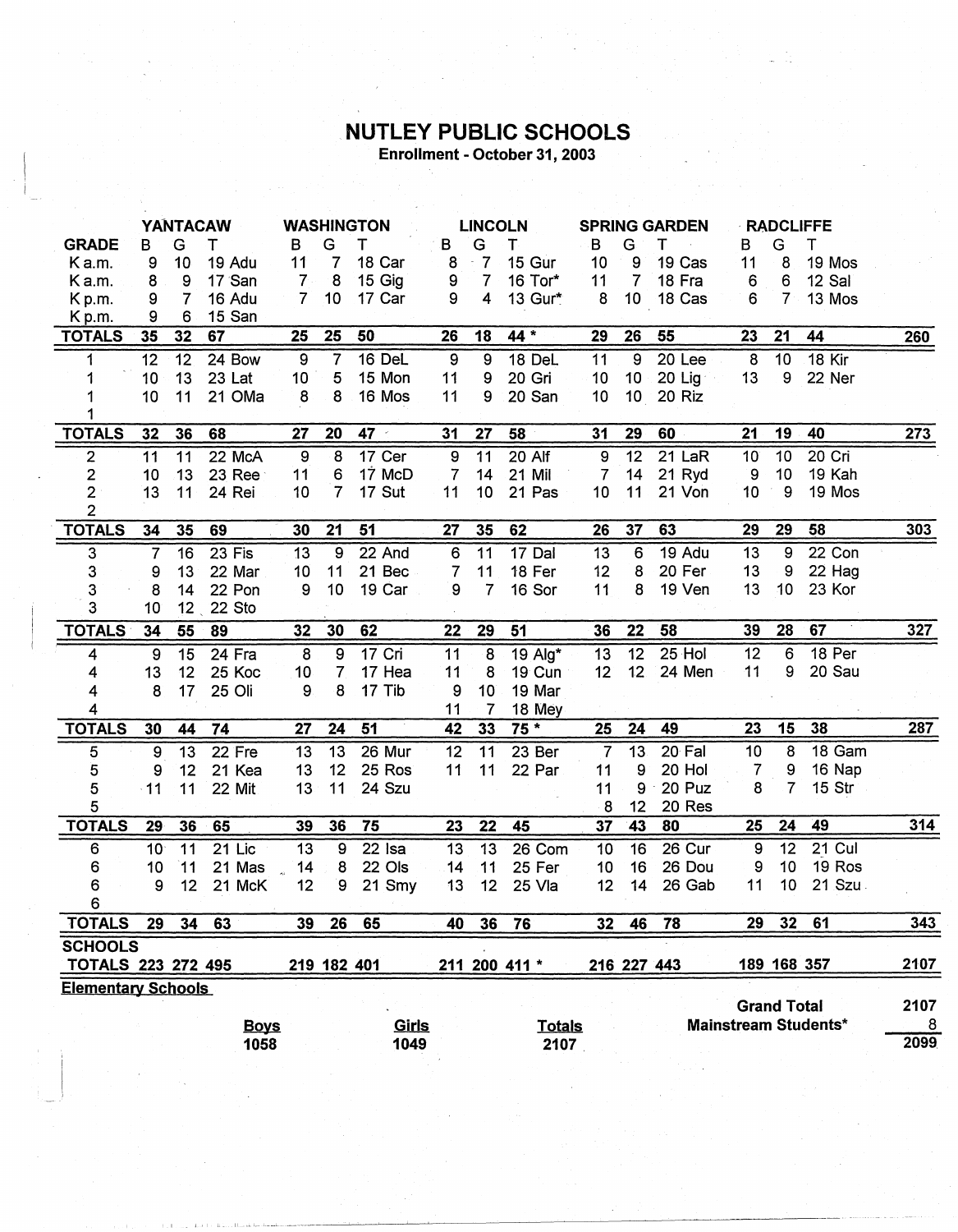# NUTLEY PUBLIC SCHOOLS

**Enrollment - October 31, 2003**

| | YANTACAW | | | | WASHINGTON | | | | LINCOLN | | | | SPRING GARDEN | | | | RADCLIFFE | | | | |
|---|---|---|---|---|---|---|---|---|---|---|---|---|---|---|---|---|---|---|---|---|---|
| **GRADE** | B | G | T | | B | G | T | | B | G | T | | B | G | T | | B | G | T | | |
| K a.m. | 9 | 10 | 19 | Adu | 11 | 7 | 18 | Car | 8 | 7 | 15 | Gur | 10 | 9 | 19 | Cas | 11 | 8 | 19 | Mos | |
| K a.m. | 8 | 9 | 17 | San | 7 | 8 | 15 | Gig | 9 | 7 | 16 | Tor* | 11 | 7 | 18 | Fra | 6 | 6 | 12 | Sal | |
| K p.m. | 9 | 7 | 16 | Adu | 7 | 10 | 17 | Car | 9 | 4 | 13 | Gur* | 8 | 10 | 18 | Cas | 6 | 7 | 13 | Mos | |
| K p.m. | 9 | 6 | 15 | San | | | | | | | | | | | | | | | | | |
| **TOTALS** | **35** | **32** | **67** | | **25** | **25** | **50** | | **26** | **18** | **44 \*** | | **29** | **26** | **55** | | **23** | **21** | **44** | | **260** |
| 1 | 12 | 12 | 24 | Bow | 9 | 7 | 16 | DeL | 9 | 9 | 18 | DeL | 11 | 9 | 20 | Lee | 8 | 10 | 18 | Kir | |
| 1 | 10 | 13 | 23 | Lat | 10 | 5 | 15 | Mon | 11 | 9 | 20 | Gri | 10 | 10 | 20 | Lig | 13 | 9 | 22 | Ner | |
| 1 | 10 | 11 | 21 | OMa | 8 | 8 | 16 | Mos | 11 | 9 | 20 | San | 10 | 10 | 20 | Riz | | | | | |
| 1 | | | | | | | | | | | | | | | | | | | | | |
| **TOTALS** | **32** | **36** | **68** | | **27** | **20** | **47** | | **31** | **27** | **58** | | **31** | **29** | **60** | | **21** | **19** | **40** | | **273** |
| 2 | 11 | 11 | 22 | McA | 9 | 8 | 17 | Cer | 9 | 11 | 20 | Alf | 9 | 12 | 21 | LaR | 10 | 10 | 20 | Cri | |
| 2 | 10 | 13 | 23 | Ree | 11 | 6 | 17 | McD | 7 | 14 | 21 | Mil | 7 | 14 | 21 | Ryd | 9 | 10 | 19 | Kah | |
| 2 | 13 | 11 | 24 | Rei | 10 | 7 | 17 | Sut | 11 | 10 | 21 | Pas | 10 | 11 | 21 | Von | 10 | 9 | 19 | Mos | |
| 2 | | | | | | | | | | | | | | | | | | | | | |
| **TOTALS** | **34** | **35** | **69** | | **30** | **21** | **51** | | **27** | **35** | **62** | | **26** | **37** | **63** | | **29** | **29** | **58** | | **303** |
| 3 | 7 | 16 | 23 | Fis | 13 | 9 | 22 | And | 6 | 11 | 17 | Dal | 13 | 6 | 19 | Adu | 13 | 9 | 22 | Con | |
| 3 | 9 | 13 | 22 | Mar | 10 | 11 | 21 | Bec | 7 | 11 | 18 | Fer | 12 | 8 | 20 | Fer | 13 | 9 | 22 | Hag | |
| 3 | 8 | 14 | 22 | Pon | 9 | 10 | 19 | Car | 9 | 7 | 16 | Sor | 11 | 8 | 19 | Ven | 13 | 10 | 23 | Kor | |
| 3 | 10 | 12 | 22 | Sto | | | | | | | | | | | | | | | | | |
| **TOTALS** | **34** | **55** | **89** | | **32** | **30** | **62** | | **22** | **29** | **51** | | **36** | **22** | **58** | | **39** | **28** | **67** | | **327** |
| 4 | 9 | 15 | 24 | Fra | 8 | 9 | 17 | Cri | 11 | 8 | 19 | Alg* | 13 | 12 | 25 | Hol | 12 | 6 | 18 | Per | |
| 4 | 13 | 12 | 25 | Koc | 10 | 7 | 17 | Hea | 11 | 8 | 19 | Cun | 12 | 12 | 24 | Men | 11 | 9 | 20 | Sau | |
| 4 | 8 | 17 | 25 | Oli | 9 | 8 | 17 | Tib | 9 | 10 | 19 | Mar | | | | | | | | | |
| 4 | | | | | | | | | 11 | 7 | 18 | Mey | | | | | | | | | |
| **TOTALS** | **30** | **44** | **74** | | **27** | **24** | **51** | | **42** | **33** | **75 \*** | | **25** | **24** | **49** | | **23** | **15** | **38** | | **287** |
| 5 | 9 | 13 | 22 | Fre | 13 | 13 | 26 | Mur | 12 | 11 | 23 | Ber | 7 | 13 | 20 | Fal | 10 | 8 | 18 | Gam | |
| 5 | 9 | 12 | 21 | Kea | 13 | 12 | 25 | Ros | 11 | 11 | 22 | Par | 11 | 9 | 20 | Hol | 7 | 9 | 16 | Nap | |
| 5 | 11 | 11 | 22 | Mit | 13 | 11 | 24 | Szu | | | | | 11 | 9 | 20 | Puz | 8 | 7 | 15 | Str | |
| 5 | | | | | | | | | | | | | 8 | 12 | 20 | Res | | | | | |
| **TOTALS** | **29** | **36** | **65** | | **39** | **36** | **75** | | **23** | **22** | **45** | | **37** | **43** | **80** | | **25** | **24** | **49** | | **314** |
| 6 | 10 | 11 | 21 | Lic | 13 | 9 | 22 | Isa | 13 | 13 | 26 | Com | 10 | 16 | 26 | Cur | 9 | 12 | 21 | Cul | |
| 6 | 10 | 11 | 21 | Mas | 14 | 8 | 22 | Ols | 14 | 11 | 25 | Fer | 10 | 16 | 26 | Dou | 9 | 10 | 19 | Ros | |
| 6 | 9 | 12 | 21 | McK | 12 | 9 | 21 | Smy | 13 | 12 | 25 | Vla | 12 | 14 | 26 | Gab | 11 | 10 | 21 | Szu | |
| 6 | | | | | | | | | | | | | | | | | | | | | |
| **TOTALS** | **29** | **34** | **63** | | **39** | **26** | **65** | | **40** | **36** | **76** | | **32** | **46** | **78** | | **29** | **32** | **61** | | **343** |
| **SCHOOLS TOTALS** | **223** | **272** | **495** | | **219** | **182** | **401** | | **211** | **200** | **411 \*** | | **216** | **227** | **443** | | **189** | **168** | **357** | | **2107** |

**Elementary Schools**

| Boys | Girls | Totals |
|---|---|---|
| 1058 | 1049 | 2107 |

| | |
|---|---|
| **Grand Total** | **2107** |
| **Mainstream Students*** | **8** |
| | **2099** |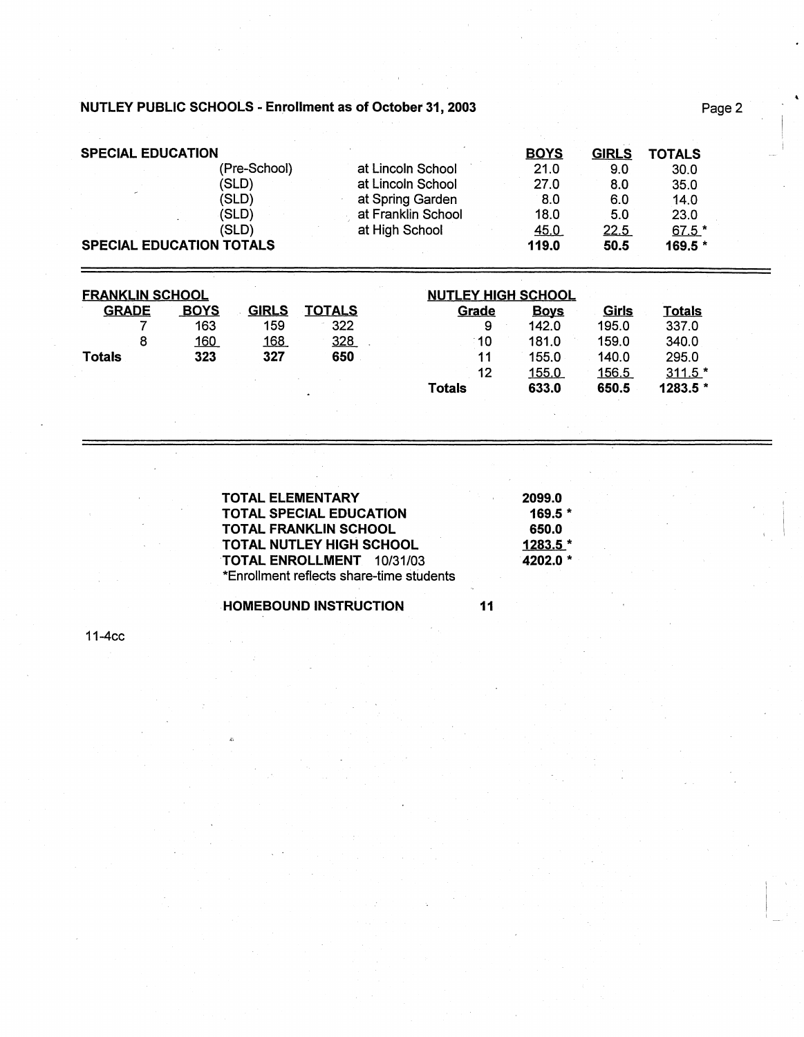## NUTLEY PUBLIC SCHOOLS - Enrollment as of October 31, 2003

| SPECIAL EDUCATION | | BOYS | GIRLS | TOTALS |
|---|---|---|---|---|
| (Pre-School) | at Lincoln School | 21.0 | 9.0 | 30.0 |
| (SLD) | at Lincoln School | 27.0 | 8.0 | 35.0 |
| (SLD) | at Spring Garden | 8.0 | 6.0 | 14.0 |
| (SLD) | at Franklin School | 18.0 | 5.0 | 23.0 |
| (SLD) | at High School | 45.0 | 22.5 | 67.5 * |
| **SPECIAL EDUCATION TOTALS** | | **119.0** | **50.5** | **169.5 *** |

**FRANKLIN SCHOOL**

| GRADE | BOYS | GIRLS | TOTALS |
|---|---|---|---|
| 7 | 163 | 159 | 322 |
| 8 | 160 | 168 | 328 |
| **Totals** | **323** | **327** | **650** |

**NUTLEY HIGH SCHOOL**

| Grade | Boys | Girls | Totals |
|---|---|---|---|
| 9 | 142.0 | 195.0 | 337.0 |
| 10 | 181.0 | 159.0 | 340.0 |
| 11 | 155.0 | 140.0 | 295.0 |
| 12 | 155.0 | 156.5 | 311.5 * |
| **Totals** | **633.0** | **650.5** | **1283.5 *** |

| | |
|---|---|
| **TOTAL ELEMENTARY** | **2099.0** |
| **TOTAL SPECIAL EDUCATION** | **169.5 *** |
| **TOTAL FRANKLIN SCHOOL** | **650.0** |
| **TOTAL NUTLEY HIGH SCHOOL** | **1283.5 *** |
| **TOTAL ENROLLMENT** 10/31/03 | **4202.0 *** |

*Enrollment reflects share-time students

**HOMEBOUND INSTRUCTION** **11**

11-4cc